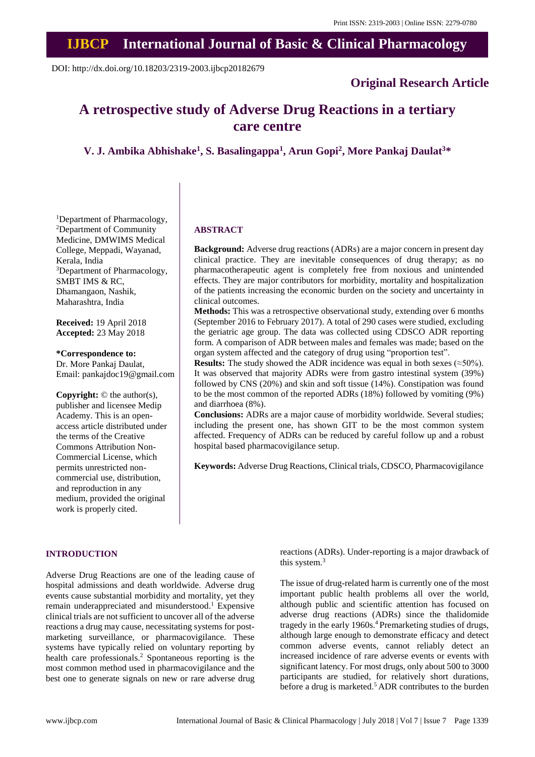Print ISSN: 2319-2003 | Online ISSN: 2279-0780

# IJBCP International Journal of Basic & Clinical Pharmacology

DOI: http://dx.doi.org/10.18203/2319-2003.ijbcp20182679

**Original Research Article**

# A retrospective study of Adverse Drug Reactions in a tertiary care centre

**V. J. Ambika Abhishake[1], S. Basalingappa[1], Arun Gopi[2], More Pankaj Daulat[3]\***

[1]Department of Pharmacology, [2]Department of Community Medicine, DMWIMS Medical College, Meppadi, Wayanad, Kerala, India
[3]Department of Pharmacology, SMBT IMS & RC, Dhamangaon, Nashik, Maharashtra, India

**Received:** 19 April 2018
**Accepted:** 23 May 2018

**\*Correspondence to:**
Dr. More Pankaj Daulat,
Email: pankajdoc19@gmail.com

**Copyright:** © the author(s), publisher and licensee Medip Academy. This is an open-access article distributed under the terms of the Creative Commons Attribution Non-Commercial License, which permits unrestricted non-commercial use, distribution, and reproduction in any medium, provided the original work is properly cited.

## ABSTRACT

**Background:** Adverse drug reactions (ADRs) are a major concern in present day clinical practice. They are inevitable consequences of drug therapy; as no pharmacotherapeutic agent is completely free from noxious and unintended effects. They are major contributors for morbidity, mortality and hospitalization of the patients increasing the economic burden on the society and uncertainty in clinical outcomes.

**Methods:** This was a retrospective observational study, extending over 6 months (September 2016 to February 2017). A total of 290 cases were studied, excluding the geriatric age group. The data was collected using CDSCO ADR reporting form. A comparison of ADR between males and females was made; based on the organ system affected and the category of drug using "proportion test".

**Results:** The study showed the ADR incidence was equal in both sexes (≈50%). It was observed that majority ADRs were from gastro intestinal system (39%) followed by CNS (20%) and skin and soft tissue (14%). Constipation was found to be the most common of the reported ADRs (18%) followed by vomiting (9%) and diarrhoea (8%).

**Conclusions:** ADRs are a major cause of morbidity worldwide. Several studies; including the present one, has shown GIT to be the most common system affected. Frequency of ADRs can be reduced by careful follow up and a robust hospital based pharmacovigilance setup.

**Keywords:** Adverse Drug Reactions, Clinical trials, CDSCO, Pharmacovigilance

## INTRODUCTION

Adverse Drug Reactions are one of the leading cause of hospital admissions and death worldwide. Adverse drug events cause substantial morbidity and mortality, yet they remain underappreciated and misunderstood.[1] Expensive clinical trials are not sufficient to uncover all of the adverse reactions a drug may cause, necessitating systems for post-marketing surveillance, or pharmacovigilance. These systems have typically relied on voluntary reporting by health care professionals.[2] Spontaneous reporting is the most common method used in pharmacovigilance and the best one to generate signals on new or rare adverse drug reactions (ADRs). Under-reporting is a major drawback of this system.[3]

The issue of drug-related harm is currently one of the most important public health problems all over the world, although public and scientific attention has focused on adverse drug reactions (ADRs) since the thalidomide tragedy in the early 1960s.[4] Premarketing studies of drugs, although large enough to demonstrate efficacy and detect common adverse events, cannot reliably detect an increased incidence of rare adverse events or events with significant latency. For most drugs, only about 500 to 3000 participants are studied, for relatively short durations, before a drug is marketed.[5] ADR contributes to the burden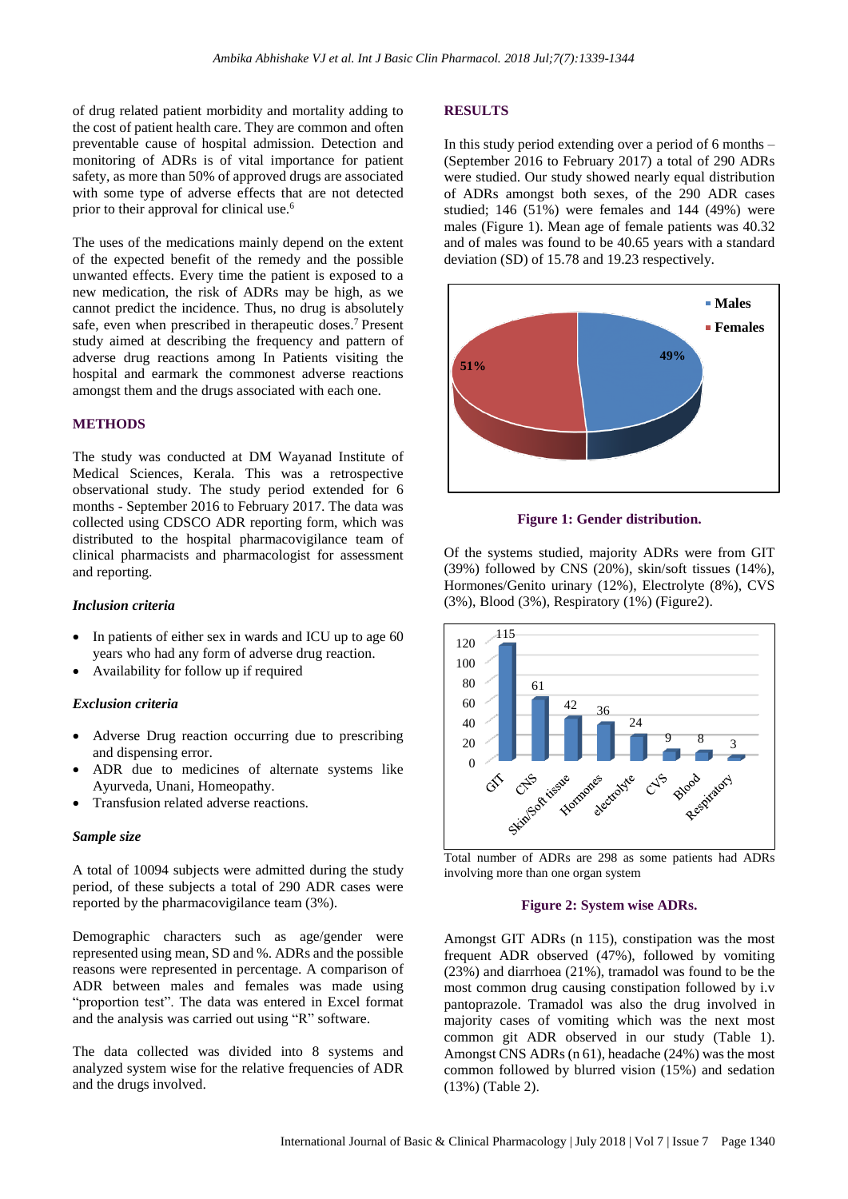of drug related patient morbidity and mortality adding to the cost of patient health care. They are common and often preventable cause of hospital admission. Detection and monitoring of ADRs is of vital importance for patient safety, as more than 50% of approved drugs are associated with some type of adverse effects that are not detected prior to their approval for clinical use.[6]

The uses of the medications mainly depend on the extent of the expected benefit of the remedy and the possible unwanted effects. Every time the patient is exposed to a new medication, the risk of ADRs may be high, as we cannot predict the incidence. Thus, no drug is absolutely safe, even when prescribed in therapeutic doses.[7] Present study aimed at describing the frequency and pattern of adverse drug reactions among In Patients visiting the hospital and earmark the commonest adverse reactions amongst them and the drugs associated with each one.

## METHODS

The study was conducted at DM Wayanad Institute of Medical Sciences, Kerala. This was a retrospective observational study. The study period extended for 6 months - September 2016 to February 2017. The data was collected using CDSCO ADR reporting form, which was distributed to the hospital pharmacovigilance team of clinical pharmacists and pharmacologist for assessment and reporting.

### *Inclusion criteria*

- In patients of either sex in wards and ICU up to age 60 years who had any form of adverse drug reaction.
- Availability for follow up if required

### *Exclusion criteria*

- Adverse Drug reaction occurring due to prescribing and dispensing error.
- ADR due to medicines of alternate systems like Ayurveda, Unani, Homeopathy.
- Transfusion related adverse reactions.

### *Sample size*

A total of 10094 subjects were admitted during the study period, of these subjects a total of 290 ADR cases were reported by the pharmacovigilance team (3%).

Demographic characters such as age/gender were represented using mean, SD and %. ADRs and the possible reasons were represented in percentage. A comparison of ADR between males and females was made using "proportion test". The data was entered in Excel format and the analysis was carried out using "R" software.

The data collected was divided into 8 systems and analyzed system wise for the relative frequencies of ADR and the drugs involved.

## RESULTS

In this study period extending over a period of 6 months – (September 2016 to February 2017) a total of 290 ADRs were studied. Our study showed nearly equal distribution of ADRs amongst both sexes, of the 290 ADR cases studied; 146 (51%) were females and 144 (49%) were males (Figure 1). Mean age of female patients was 40.32 and of males was found to be 40.65 years with a standard deviation (SD) of 15.78 and 19.23 respectively.

**Figure 1: Gender distribution.**

Of the systems studied, majority ADRs were from GIT (39%) followed by CNS (20%), skin/soft tissues (14%), Hormones/Genito urinary (12%), Electrolyte (8%), CVS (3%), Blood (3%), Respiratory (1%) (Figure2).

Total number of ADRs are 298 as some patients had ADRs involving more than one organ system

**Figure 2: System wise ADRs.**

Amongst GIT ADRs (n 115), constipation was the most frequent ADR observed (47%), followed by vomiting (23%) and diarrhoea (21%), tramadol was found to be the most common drug causing constipation followed by i.v pantoprazole. Tramadol was also the drug involved in majority cases of vomiting which was the next most common git ADR observed in our study (Table 1). Amongst CNS ADRs (n 61), headache (24%) was the most common followed by blurred vision (15%) and sedation (13%) (Table 2).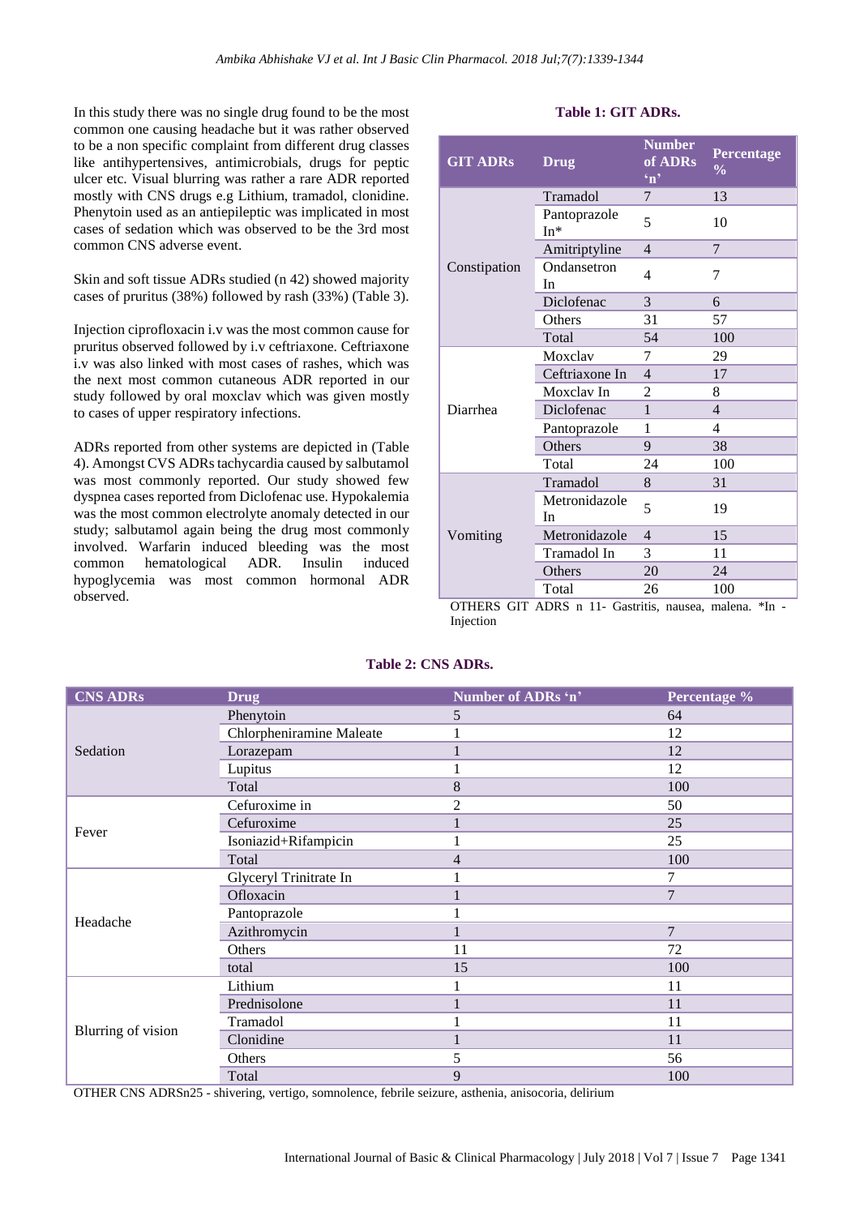In this study there was no single drug found to be the most common one causing headache but it was rather observed to be a non specific complaint from different drug classes like antihypertensives, antimicrobials, drugs for peptic ulcer etc. Visual blurring was rather a rare ADR reported mostly with CNS drugs e.g Lithium, tramadol, clonidine. Phenytoin used as an antiepileptic was implicated in most cases of sedation which was observed to be the 3rd most common CNS adverse event.

Skin and soft tissue ADRs studied (n 42) showed majority cases of pruritus (38%) followed by rash (33%) (Table 3).

Injection ciprofloxacin i.v was the most common cause for pruritus observed followed by i.v ceftriaxone. Ceftriaxone i.v was also linked with most cases of rashes, which was the next most common cutaneous ADR reported in our study followed by oral moxclav which was given mostly to cases of upper respiratory infections.

ADRs reported from other systems are depicted in (Table 4). Amongst CVS ADRs tachycardia caused by salbutamol was most commonly reported. Our study showed few dyspnea cases reported from Diclofenac use. Hypokalemia was the most common electrolyte anomaly detected in our study; salbutamol again being the drug most commonly involved. Warfarin induced bleeding was the most common hematological ADR. Insulin induced hypoglycemia was most common hormonal ADR observed.

**Table 1: GIT ADRs.**

| GIT ADRs | Drug | Number of ADRs 'n' | Percentage % |
|---|---|---|---|
| Constipation | Tramadol | 7 | 13 |
| | Pantoprazole In* | 5 | 10 |
| | Amitriptyline | 4 | 7 |
| | Ondansetron In | 4 | 7 |
| | Diclofenac | 3 | 6 |
| | Others | 31 | 57 |
| | Total | 54 | 100 |
| Diarrhea | Moxclav | 7 | 29 |
| | Ceftriaxone In | 4 | 17 |
| | Moxclav In | 2 | 8 |
| | Diclofenac | 1 | 4 |
| | Pantoprazole | 1 | 4 |
| | Others | 9 | 38 |
| | Total | 24 | 100 |
| Vomiting | Tramadol | 8 | 31 |
| | Metronidazole In | 5 | 19 |
| | Metronidazole | 4 | 15 |
| | Tramadol In | 3 | 11 |
| | Others | 20 | 24 |
| | Total | 26 | 100 |

OTHERS GIT ADRS n 11- Gastritis, nausea, malena. *In - Injection

**Table 2: CNS ADRs.**

| CNS ADRs | Drug | Number of ADRs 'n' | Percentage % |
|---|---|---|---|
| Sedation | Phenytoin | 5 | 64 |
| | Chlorpheniramine Maleate | 1 | 12 |
| | Lorazepam | 1 | 12 |
| | Lupitus | 1 | 12 |
| | Total | 8 | 100 |
| Fever | Cefuroxime in | 2 | 50 |
| | Cefuroxime | 1 | 25 |
| | Isoniazid+Rifampicin | 1 | 25 |
| | Total | 4 | 100 |
| Headache | Glyceryl Trinitrate In | 1 | 7 |
| | Ofloxacin | 1 | 7 |
| | Pantoprazole | 1 | |
| | Azithromycin | 1 | 7 |
| | Others | 11 | 72 |
| | total | 15 | 100 |
| Blurring of vision | Lithium | 1 | 11 |
| | Prednisolone | 1 | 11 |
| | Tramadol | 1 | 11 |
| | Clonidine | 1 | 11 |
| | Others | 5 | 56 |
| | Total | 9 | 100 |

OTHER CNS ADRSn25 - shivering, vertigo, somnolence, febrile seizure, asthenia, anisocoria, delirium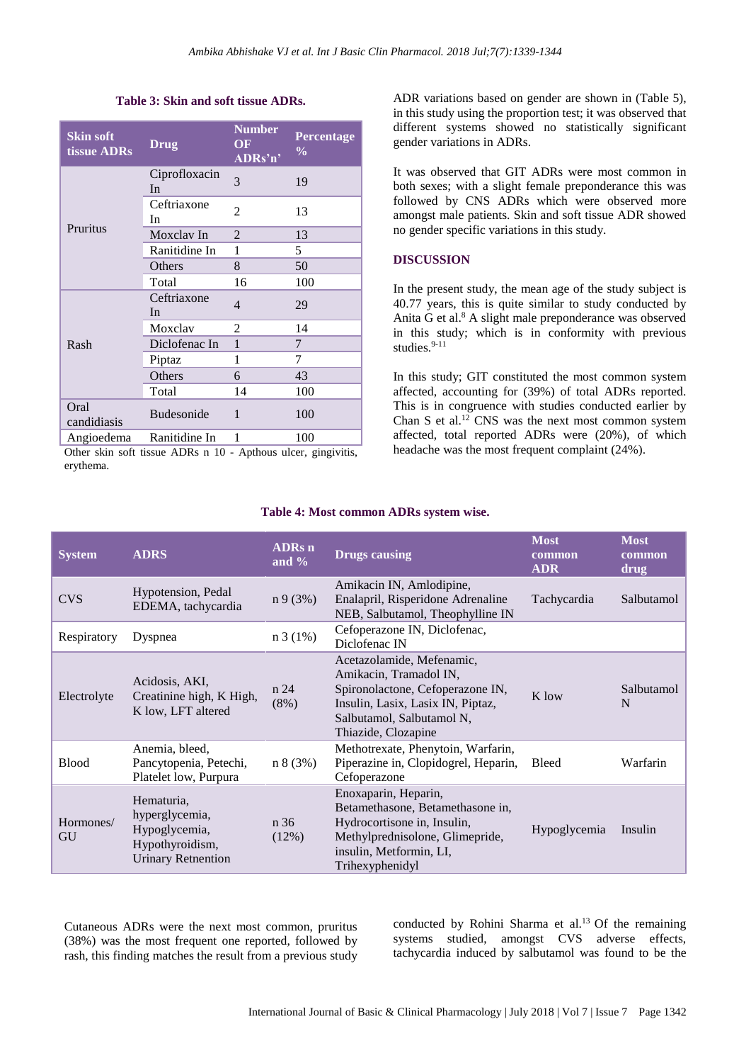**Table 3: Skin and soft tissue ADRs.**

| Skin soft tissue ADRs | Drug | Number OF ADRs'n' | Percentage % |
|---|---|---|---|
| Pruritus | Ciprofloxacin In | 3 | 19 |
| | Ceftriaxone In | 2 | 13 |
| | Moxclav In | 2 | 13 |
| | Ranitidine In | 1 | 5 |
| | Others | 8 | 50 |
| | Total | 16 | 100 |
| Rash | Ceftriaxone In | 4 | 29 |
| | Moxclav | 2 | 14 |
| | Diclofenac In | 1 | 7 |
| | Piptaz | 1 | 7 |
| | Others | 6 | 43 |
| | Total | 14 | 100 |
| Oral candidiasis | Budesonide | 1 | 100 |
| Angioedema | Ranitidine In | 1 | 100 |

Other skin soft tissue ADRs n 10 - Apthous ulcer, gingivitis, erythema.

ADR variations based on gender are shown in (Table 5), in this study using the proportion test; it was observed that different systems showed no statistically significant gender variations in ADRs.

It was observed that GIT ADRs were most common in both sexes; with a slight female preponderance this was followed by CNS ADRs which were observed more amongst male patients. Skin and soft tissue ADR showed no gender specific variations in this study.

## DISCUSSION

In the present study, the mean age of the study subject is 40.77 years, this is quite similar to study conducted by Anita G et al.[8] A slight male preponderance was observed in this study; which is in conformity with previous studies.[9-11]

In this study; GIT constituted the most common system affected, accounting for (39%) of total ADRs reported. This is in congruence with studies conducted earlier by Chan S et al.[12] CNS was the next most common system affected, total reported ADRs were (20%), of which headache was the most frequent complaint (24%).

**Table 4: Most common ADRs system wise.**

| System | ADRS | ADRs n and % | Drugs causing | Most common ADR | Most common drug |
|---|---|---|---|---|---|
| CVS | Hypotension, Pedal EDEMA, tachycardia | n 9 (3%) | Amikacin IN, Amlodipine, Enalapril, Risperidone Adrenaline NEB, Salbutamol, Theophylline IN | Tachycardia | Salbutamol |
| Respiratory | Dyspnea | n 3 (1%) | Cefoperazone IN, Diclofenac, Diclofenac IN | | |
| Electrolyte | Acidosis, AKI, Creatinine high, K High, K low, LFT altered | n 24 (8%) | Acetazolamide, Mefenamic, Amikacin, Tramadol IN, Spironolactone, Cefoperazone IN, Insulin, Lasix, Lasix IN, Piptaz, Salbutamol, Salbutamol N, Thiazide, Clozapine | K low | Salbutamol N |
| Blood | Anemia, bleed, Pancytopenia, Petechi, Platelet low, Purpura | n 8 (3%) | Methotrexate, Phenytoin, Warfarin, Piperazine in, Clopidogrel, Heparin, Cefoperazone | Bleed | Warfarin |
| Hormones/ GU | Hematuria, hyperglycemia, Hypoglycemia, Hypothyroidism, Urinary Retention | n 36 (12%) | Enoxaparin, Heparin, Betamethasone, Betamethasone in, Hydrocortisone in, Insulin, Methylprednisolone, Glimepride, insulin, Metformin, LI, Trihexyphenidyl | Hypoglycemia | Insulin |

Cutaneous ADRs were the next most common, pruritus (38%) was the most frequent one reported, followed by rash, this finding matches the result from a previous study conducted by Rohini Sharma et al.[13] Of the remaining systems studied, amongst CVS adverse effects, tachycardia induced by salbutamol was found to be the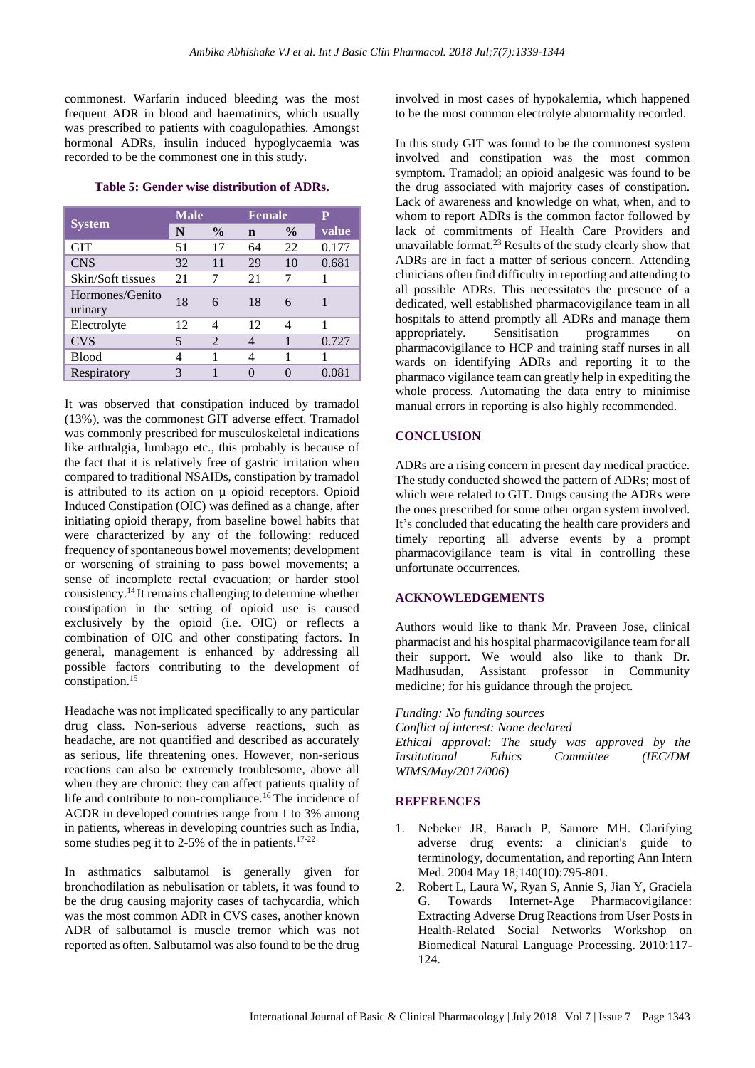commonest. Warfarin induced bleeding was the most frequent ADR in blood and haematinics, which usually was prescribed to patients with coagulopathies. Amongst hormonal ADRs, insulin induced hypoglycaemia was recorded to be the commonest one in this study.

**Table 5: Gender wise distribution of ADRs.**

| System | Male | | Female | | P value |
|---|---|---|---|---|---|
| | N | % | n | % | |
| GIT | 51 | 17 | 64 | 22 | 0.177 |
| CNS | 32 | 11 | 29 | 10 | 0.681 |
| Skin/Soft tissues | 21 | 7 | 21 | 7 | 1 |
| Hormones/Genito urinary | 18 | 6 | 18 | 6 | 1 |
| Electrolyte | 12 | 4 | 12 | 4 | 1 |
| CVS | 5 | 2 | 4 | 1 | 0.727 |
| Blood | 4 | 1 | 4 | 1 | 1 |
| Respiratory | 3 | 1 | 0 | 0 | 0.081 |

It was observed that constipation induced by tramadol (13%), was the commonest GIT adverse effect. Tramadol was commonly prescribed for musculoskeletal indications like arthralgia, lumbago etc., this probably is because of the fact that it is relatively free of gastric irritation when compared to traditional NSAIDs, constipation by tramadol is attributed to its action on μ opioid receptors. Opioid Induced Constipation (OIC) was defined as a change, after initiating opioid therapy, from baseline bowel habits that were characterized by any of the following: reduced frequency of spontaneous bowel movements; development or worsening of straining to pass bowel movements; a sense of incomplete rectal evacuation; or harder stool consistency.[14] It remains challenging to determine whether constipation in the setting of opioid use is caused exclusively by the opioid (i.e. OIC) or reflects a combination of OIC and other constipating factors. In general, management is enhanced by addressing all possible factors contributing to the development of constipation.[15]

Headache was not implicated specifically to any particular drug class. Non-serious adverse reactions, such as headache, are not quantified and described as accurately as serious, life threatening ones. However, non-serious reactions can also be extremely troublesome, above all when they are chronic: they can affect patients quality of life and contribute to non-compliance.[16] The incidence of ACDR in developed countries range from 1 to 3% among in patients, whereas in developing countries such as India, some studies peg it to 2-5% of the in patients.[17-22]

In asthmatics salbutamol is generally given for bronchodilation as nebulisation or tablets, it was found to be the drug causing majority cases of tachycardia, which was the most common ADR in CVS cases, another known ADR of salbutamol is muscle tremor which was not reported as often. Salbutamol was also found to be the drug involved in most cases of hypokalemia, which happened to be the most common electrolyte abnormality recorded.

In this study GIT was found to be the commonest system involved and constipation was the most common symptom. Tramadol; an opioid analgesic was found to be the drug associated with majority cases of constipation. Lack of awareness and knowledge on what, when, and to whom to report ADRs is the common factor followed by lack of commitments of Health Care Providers and unavailable format.[23] Results of the study clearly show that ADRs are in fact a matter of serious concern. Attending clinicians often find difficulty in reporting and attending to all possible ADRs. This necessitates the presence of a dedicated, well established pharmacovigilance team in all hospitals to attend promptly all ADRs and manage them appropriately. Sensitisation programmes on pharmacovigilance to HCP and training staff nurses in all wards on identifying ADRs and reporting it to the pharmaco vigilance team can greatly help in expediting the whole process. Automating the data entry to minimise manual errors in reporting is also highly recommended.

## CONCLUSION

ADRs are a rising concern in present day medical practice. The study conducted showed the pattern of ADRs; most of which were related to GIT. Drugs causing the ADRs were the ones prescribed for some other organ system involved. It's concluded that educating the health care providers and timely reporting all adverse events by a prompt pharmacovigilance team is vital in controlling these unfortunate occurrences.

## ACKNOWLEDGEMENTS

Authors would like to thank Mr. Praveen Jose, clinical pharmacist and his hospital pharmacovigilance team for all their support. We would also like to thank Dr. Madhusudan, Assistant professor in Community medicine; for his guidance through the project.

*Funding: No funding sources*
*Conflict of interest: None declared*
*Ethical approval: The study was approved by the Institutional Ethics Committee (IEC/DM WIMS/May/2017/006)*

## REFERENCES

1. Nebeker JR, Barach P, Samore MH. Clarifying adverse drug events: a clinician's guide to terminology, documentation, and reporting Ann Intern Med. 2004 May 18;140(10):795-801.
2. Robert L, Laura W, Ryan S, Annie S, Jian Y, Graciela G. Towards Internet-Age Pharmacovigilance: Extracting Adverse Drug Reactions from User Posts in Health-Related Social Networks Workshop on Biomedical Natural Language Processing. 2010:117-124.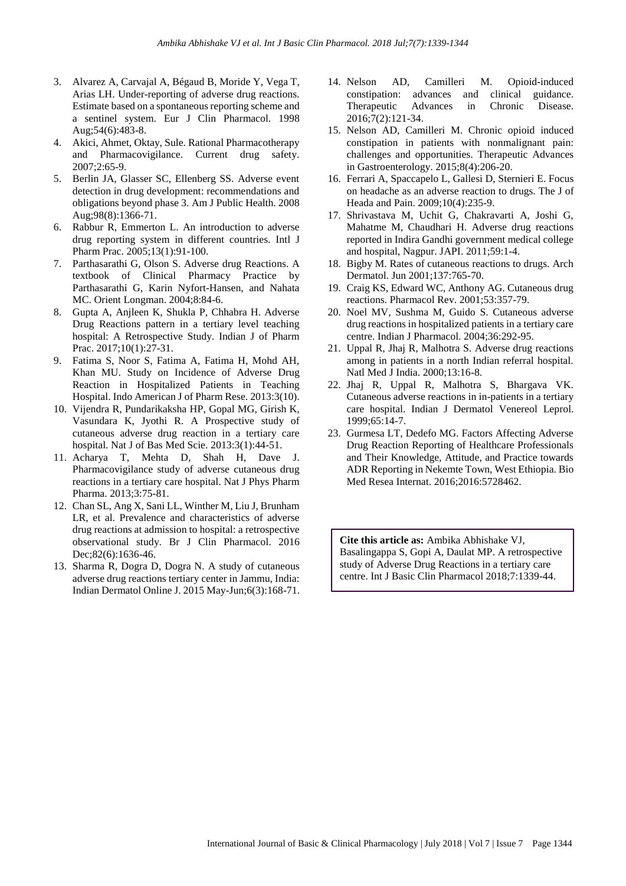3. Alvarez A, Carvajal A, Bégaud B, Moride Y, Vega T, Arias LH. Under-reporting of adverse drug reactions. Estimate based on a spontaneous reporting scheme and a sentinel system. Eur J Clin Pharmacol. 1998 Aug;54(6):483-8.
4. Akici, Ahmet, Oktay, Sule. Rational Pharmacotherapy and Pharmacovigilance. Current drug safety. 2007;2:65-9.
5. Berlin JA, Glasser SC, Ellenberg SS. Adverse event detection in drug development: recommendations and obligations beyond phase 3. Am J Public Health. 2008 Aug;98(8):1366-71.
6. Rabbur R, Emmerton L. An introduction to adverse drug reporting system in different countries. Intl J Pharm Prac. 2005;13(1):91-100.
7. Parthasarathi G, Olson S. Adverse drug Reactions. A textbook of Clinical Pharmacy Practice by Parthasarathi G, Karin Nyfort-Hansen, and Nahata MC. Orient Longman. 2004;8:84-6.
8. Gupta A, Anjleen K, Shukla P, Chhabra H. Adverse Drug Reactions pattern in a tertiary level teaching hospital: A Retrospective Study. Indian J of Pharm Prac. 2017;10(1):27-31.
9. Fatima S, Noor S, Fatima A, Fatima H, Mohd AH, Khan MU. Study on Incidence of Adverse Drug Reaction in Hospitalized Patients in Teaching Hospital. Indo American J of Pharm Rese. 2013:3(10).
10. Vijendra R, Pundarikaksha HP, Gopal MG, Girish K, Vasundara K, Jyothi R. A Prospective study of cutaneous adverse drug reaction in a tertiary care hospital. Nat J of Bas Med Scie. 2013:3(1):44-51.
11. Acharya T, Mehta D, Shah H, Dave J. Pharmacovigilance study of adverse cutaneous drug reactions in a tertiary care hospital. Nat J Phys Pharm Pharma. 2013;3:75-81.
12. Chan SL, Ang X, Sani LL, Winther M, Liu J, Brunham LR, et al. Prevalence and characteristics of adverse drug reactions at admission to hospital: a retrospective observational study. Br J Clin Pharmacol. 2016 Dec;82(6):1636-46.
13. Sharma R, Dogra D, Dogra N. A study of cutaneous adverse drug reactions tertiary center in Jammu, India: Indian Dermatol Online J. 2015 May-Jun;6(3):168-71.
14. Nelson AD, Camilleri M. Opioid-induced constipation: advances and clinical guidance. Therapeutic Advances in Chronic Disease. 2016;7(2):121-34.
15. Nelson AD, Camilleri M. Chronic opioid induced constipation in patients with nonmalignant pain: challenges and opportunities. Therapeutic Advances in Gastroenterology. 2015;8(4):206-20.
16. Ferrari A, Spaccapelo L, Gallesi D, Sternieri E. Focus on headache as an adverse reaction to drugs. The J of Heada and Pain. 2009;10(4):235-9.
17. Shrivastava M, Uchit G, Chakravarti A, Joshi G, Mahatme M, Chaudhari H. Adverse drug reactions reported in Indira Gandhi government medical college and hospital, Nagpur. JAPI. 2011;59:1-4.
18. Bigby M. Rates of cutaneous reactions to drugs. Arch Dermatol. Jun 2001;137:765-70.
19. Craig KS, Edward WC, Anthony AG. Cutaneous drug reactions. Pharmacol Rev. 2001;53:357-79.
20. Noel MV, Sushma M, Guido S. Cutaneous adverse drug reactions in hospitalized patients in a tertiary care centre. Indian J Pharmacol. 2004;36:292-95.
21. Uppal R, Jhaj R, Malhotra S. Adverse drug reactions among in patients in a north Indian referral hospital. Natl Med J India. 2000;13:16-8.
22. Jhaj R, Uppal R, Malhotra S, Bhargava VK. Cutaneous adverse reactions in in-patients in a tertiary care hospital. Indian J Dermatol Venereol Leprol. 1999;65:14-7.
23. Gurmesa LT, Dedefo MG. Factors Affecting Adverse Drug Reaction Reporting of Healthcare Professionals and Their Knowledge, Attitude, and Practice towards ADR Reporting in Nekemte Town, West Ethiopia. Bio Med Resea Internat. 2016;2016:5728462.

**Cite this article as:** Ambika Abhishake VJ, Basalingappa S, Gopi A, Daulat MP. A retrospective study of Adverse Drug Reactions in a tertiary care centre. Int J Basic Clin Pharmacol 2018;7:1339-44.